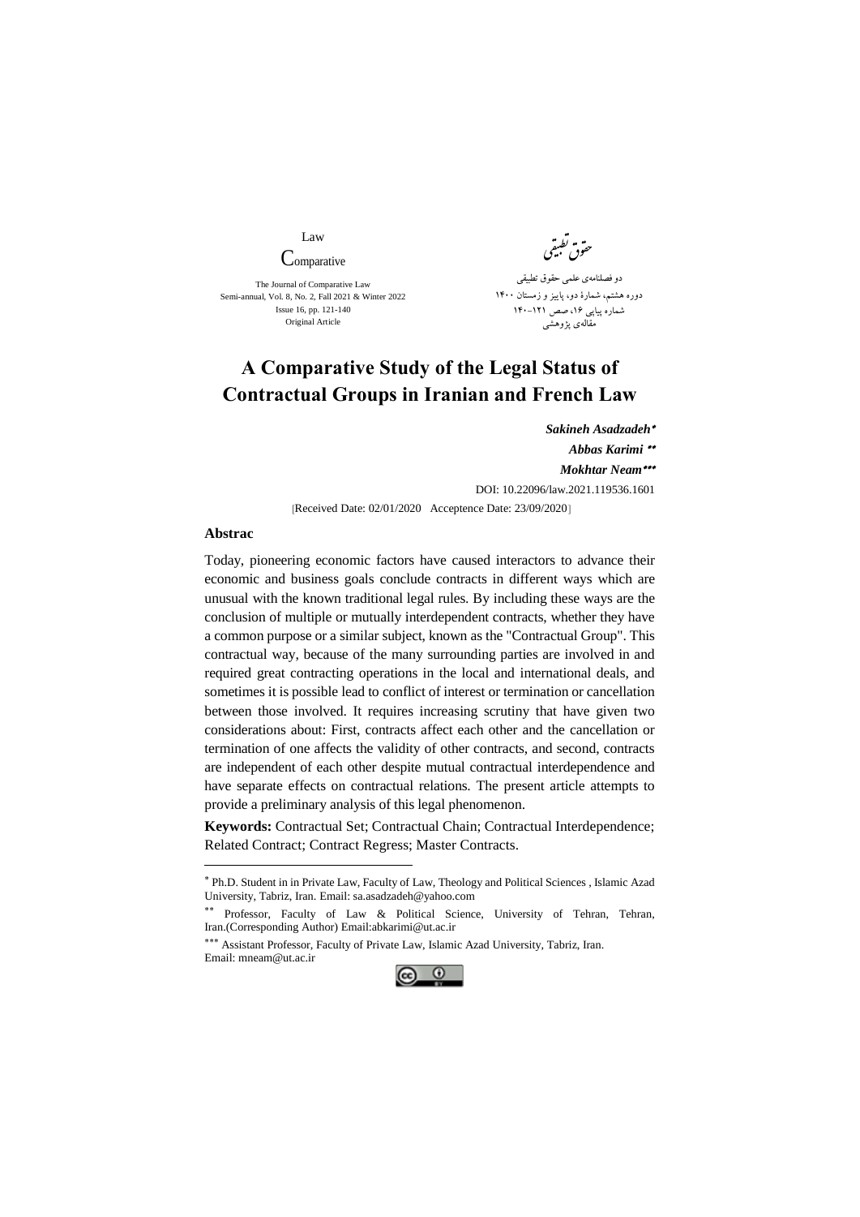Law

Comparative

The Journal of Comparative Law
Semi-annual, Vol. 8, No. 2, Fall 2021 & Winter 2022
Issue 16, pp. 121-140
Original Article

حقوق تطبیقی

دو فصلنامه‌ی علمی حقوق تطبیقی
دوره هشتم، شمارهٔ دو، پاییز و زمستان ۱۴۰۰
شماره پیاپی ۱۶، صص ۱۲۱-۱۴۰
مقاله‌ی پژوهشی

# A Comparative Study of the Legal Status of Contractual Groups in Iranian and French Law

***Sakineh Asadzadeh*** [*]
***Abbas Karimi*** [**]
***Mokhtar Neam*** [***]

DOI: 10.22096/law.2021.119536.1601

[Received Date: 02/01/2020 Acceptence Date: 23/09/2020]

**Abstrac**

Today, pioneering economic factors have caused interactors to advance their economic and business goals conclude contracts in different ways which are unusual with the known traditional legal rules. By including these ways are the conclusion of multiple or mutually interdependent contracts, whether they have a common purpose or a similar subject, known as the "Contractual Group". This contractual way, because of the many surrounding parties are involved in and required great contracting operations in the local and international deals, and sometimes it is possible lead to conflict of interest or termination or cancellation between those involved. It requires increasing scrutiny that have given two considerations about: First, contracts affect each other and the cancellation or termination of one affects the validity of other contracts, and second, contracts are independent of each other despite mutual contractual interdependence and have separate effects on contractual relations. The present article attempts to provide a preliminary analysis of this legal phenomenon.

**Keywords:** Contractual Set; Contractual Chain; Contractual Interdependence; Related Contract; Contract Regress; Master Contracts.

---

[*] Ph.D. Student in in Private Law, Faculty of Law, Theology and Political Sciences , Islamic Azad University, Tabriz, Iran. Email: sa.asadzadeh@yahoo.com

[**] Professor, Faculty of Law & Political Science, University of Tehran, Tehran, Iran.(Corresponding Author) Email:abkarimi@ut.ac.ir

[***] Assistant Professor, Faculty of Private Law, Islamic Azad University, Tabriz, Iran. Email: mneam@ut.ac.ir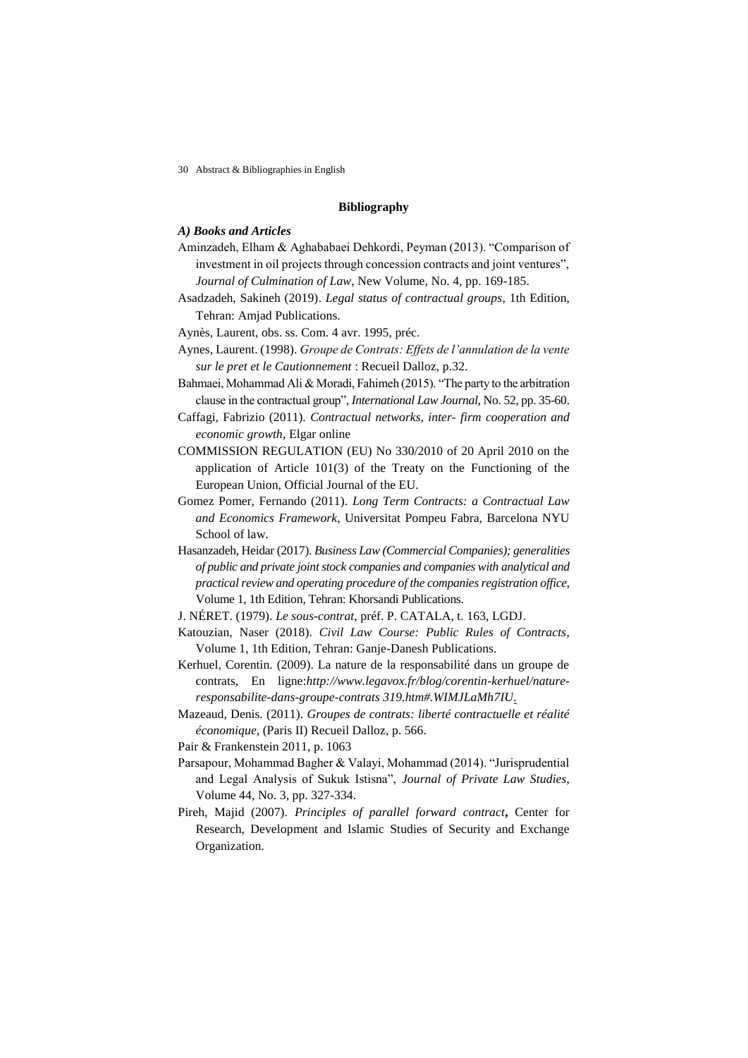## Bibliography

### *A) Books and Articles*

Aminzadeh, Elham & Aghababaei Dehkordi, Peyman (2013). "Comparison of investment in oil projects through concession contracts and joint ventures", *Journal of Culmination of Law*, New Volume, No. 4, pp. 169-185.

Asadzadeh, Sakineh (2019). *Legal status of contractual groups*, 1th Edition, Tehran: Amjad Publications.

Aynès, Laurent, obs. ss. Com. 4 avr. 1995, préc.

Aynes, Laurent. (1998). *Groupe de Contrats: Effets de l'annulation de la vente sur le pret et le Cautionnement* : Recueil Dalloz, p.32.

Bahmaei, Mohammad Ali & Moradi, Fahimeh (2015). "The party to the arbitration clause in the contractual group", *International Law Journal*, No. 52, pp. 35-60.

Caffagi, Fabrizio (2011). *Contractual networks, inter- firm cooperation and economic growth*, Elgar online

COMMISSION REGULATION (EU) No 330/2010 of 20 April 2010 on the application of Article 101(3) of the Treaty on the Functioning of the European Union, Official Journal of the EU.

Gomez Pomer, Fernando (2011). *Long Term Contracts: a Contractual Law and Economics Framework*, Universitat Pompeu Fabra, Barcelona NYU School of law.

Hasanzadeh, Heidar (2017). *Business Law (Commercial Companies); generalities of public and private joint stock companies and companies with analytical and practical review and operating procedure of the companies registration office*, Volume 1, 1th Edition, Tehran: Khorsandi Publications.

J. NÉRET. (1979). *Le sous-contrat*, préf. P. CATALA, t. 163, LGDJ.

Katouzian, Naser (2018). *Civil Law Course: Public Rules of Contracts*, Volume 1, 1th Edition, Tehran: Ganje-Danesh Publications.

Kerhuel, Corentin. (2009). La nature de la responsabilité dans un groupe de contrats, En ligne:*http://www.legavox.fr/blog/corentin-kerhuel/nature-responsabilite-dans-groupe-contrats 319.htm#.WIMJLaMh7IU.*

Mazeaud, Denis. (2011). *Groupes de contrats: liberté contractuelle et réalité économique*, (Paris II) Recueil Dalloz, p. 566.

Pair & Frankenstein 2011, p. 1063

Parsapour, Mohammad Bagher & Valayi, Mohammad (2014). "Jurisprudential and Legal Analysis of Sukuk Istisna", *Journal of Private Law Studies*, Volume 44, No. 3, pp. 327-334.

Pireh, Majid (2007). *Principles of parallel forward contract***,** Center for Research, Development and Islamic Studies of Security and Exchange Organization.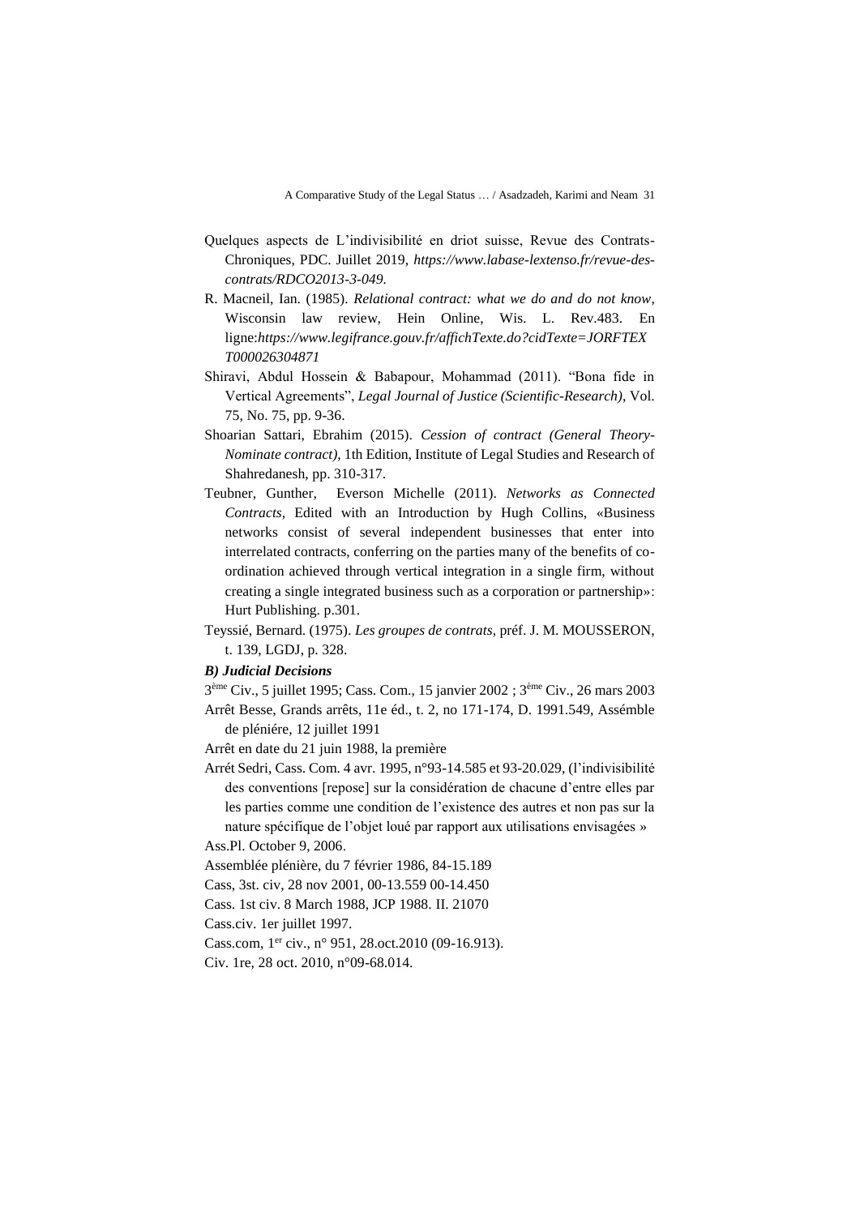Quelques aspects de L'indivisibilité en driot suisse, Revue des Contrats-Chroniques, PDC. Juillet 2019, *https://www.labase-lextenso.fr/revue-des-contrats/RDCO2013-3-049*.

R. Macneil, Ian. (1985). *Relational contract: what we do and do not know*, Wisconsin law review, Hein Online, Wis. L. Rev.483. En ligne:*https://www.legifrance.gouv.fr/affichTexte.do?cidTexte=JORFTEXT000026304871*

Shiravi, Abdul Hossein & Babapour, Mohammad (2011). "Bona fide in Vertical Agreements", *Legal Journal of Justice (Scientific-Research)*, Vol. 75, No. 75, pp. 9-36.

Shoarian Sattari, Ebrahim (2015). *Cession of contract (General Theory-Nominate contract)*, 1th Edition, Institute of Legal Studies and Research of Shahredanesh, pp. 310-317.

Teubner, Gunther, Everson Michelle (2011). *Networks as Connected Contracts*, Edited with an Introduction by Hugh Collins, «Business networks consist of several independent businesses that enter into interrelated contracts, conferring on the parties many of the benefits of co-ordination achieved through vertical integration in a single firm, without creating a single integrated business such as a corporation or partnership»: Hurt Publishing. p.301.

Teyssié, Bernard. (1975). *Les groupes de contrats*, préf. J. M. MOUSSERON, t. 139, LGDJ, p. 328.

***B) Judicial Decisions***

3ème Civ., 5 juillet 1995; Cass. Com., 15 janvier 2002 ; 3ème Civ., 26 mars 2003

Arrêt Besse, Grands arrêts, 11e éd., t. 2, no 171-174, D. 1991.549, Assémble de pléniére, 12 juillet 1991

Arrêt en date du 21 juin 1988, la première

Arrét Sedri, Cass. Com. 4 avr. 1995, n°93-14.585 et 93-20.029, (l'indivisibilité des conventions [repose] sur la considération de chacune d'entre elles par les parties comme une condition de l'existence des autres et non pas sur la nature spécifique de l'objet loué par rapport aux utilisations envisagées »

Ass.Pl. October 9, 2006.

Assemblée plénière, du 7 février 1986, 84-15.189

Cass, 3st. civ, 28 nov 2001, 00-13.559 00-14.450

Cass. 1st civ. 8 March 1988, JCP 1988. II. 21070

Cass.civ. 1er juillet 1997.

Cass.com, 1er civ., n° 951, 28.oct.2010 (09-16.913).

Civ. 1re, 28 oct. 2010, n°09-68.014.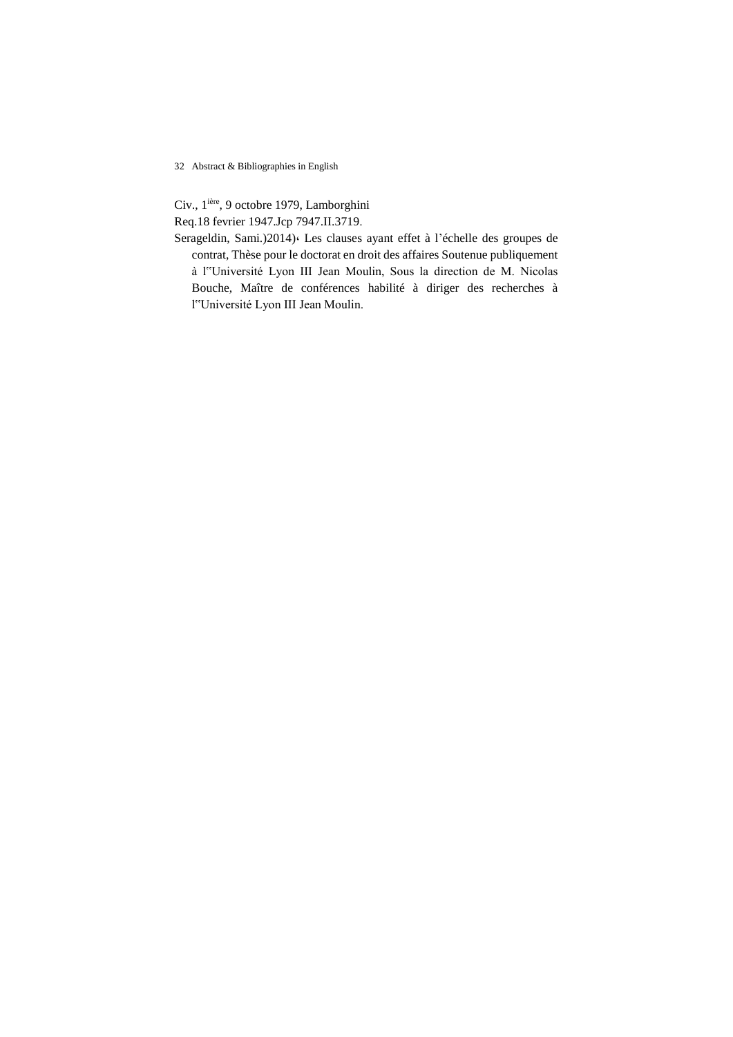Civ., 1[ière], 9 octobre 1979, Lamborghini

Req.18 fevrier 1947.Jcp 7947.II.3719.

Serageldin, Sami.)2014)، Les clauses ayant effet à l'échelle des groupes de contrat, Thèse pour le doctorat en droit des affaires Soutenue publiquement à l‟Université Lyon III Jean Moulin, Sous la direction de M. Nicolas Bouche, Maître de conférences habilité à diriger des recherches à l‟Université Lyon III Jean Moulin.